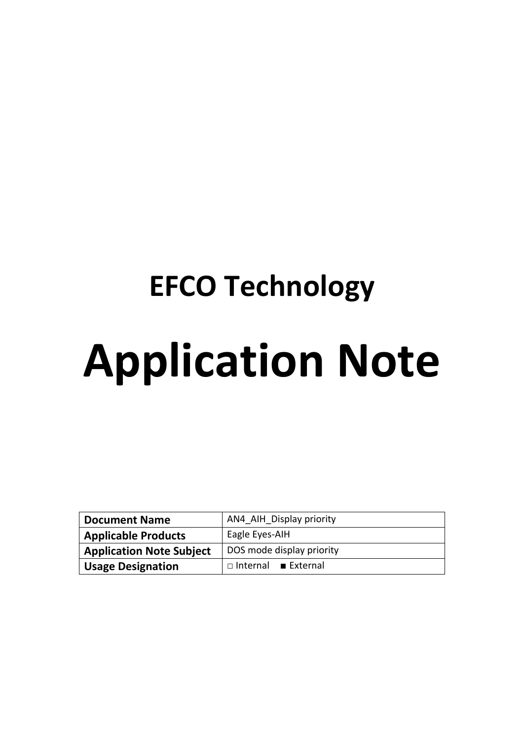# EFCO Technology

# Application Note

| **Document Name** | AN4_AIH_Display priority |
| --- | --- |
| **Applicable Products** | Eagle Eyes-AIH |
| **Application Note Subject** | DOS mode display priority |
| **Usage Designation** | □ Internal ■ External |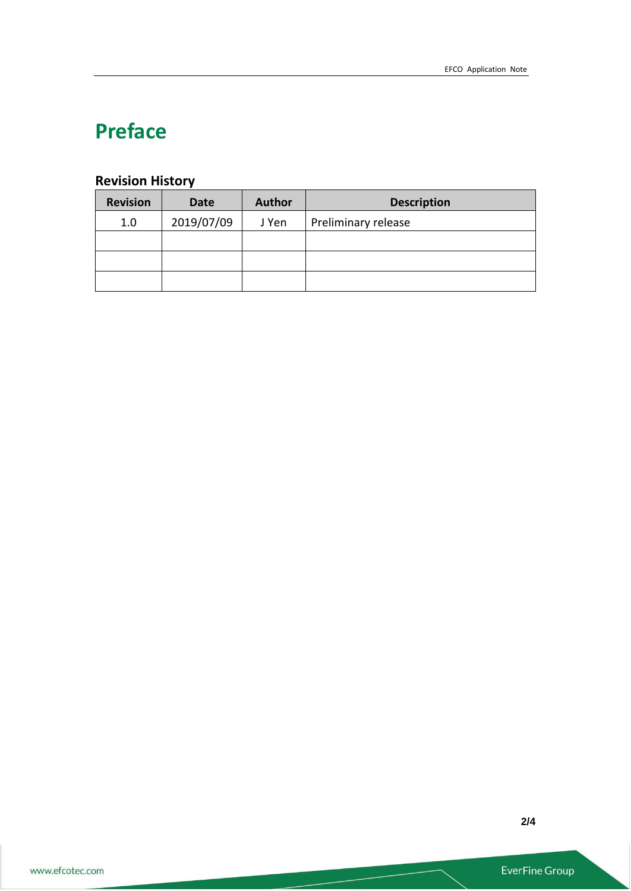# Preface

## Revision History

| Revision | Date | Author | Description |
|---|---|---|---|
| 1.0 | 2019/07/09 | J Yen | Preliminary release |
| | | | |
| | | | |
| | | | |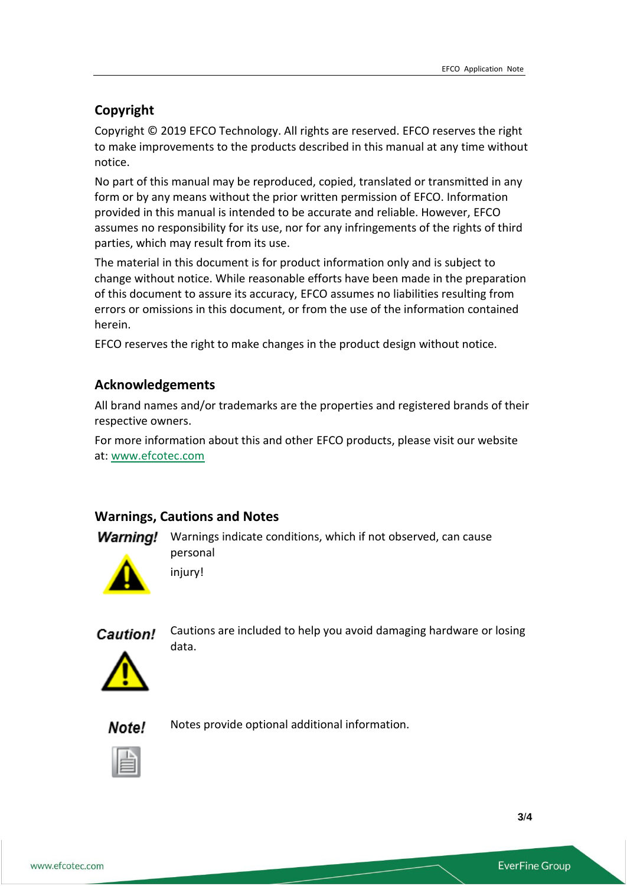## Copyright

Copyright © 2019 EFCO Technology. All rights are reserved. EFCO reserves the right to make improvements to the products described in this manual at any time without notice.

No part of this manual may be reproduced, copied, translated or transmitted in any form or by any means without the prior written permission of EFCO. Information provided in this manual is intended to be accurate and reliable. However, EFCO assumes no responsibility for its use, nor for any infringements of the rights of third parties, which may result from its use.

The material in this document is for product information only and is subject to change without notice. While reasonable efforts have been made in the preparation of this document to assure its accuracy, EFCO assumes no liabilities resulting from errors or omissions in this document, or from the use of the information contained herein.

EFCO reserves the right to make changes in the product design without notice.

## Acknowledgements

All brand names and/or trademarks are the properties and registered brands of their respective owners.

For more information about this and other EFCO products, please visit our website at: www.efcotec.com

## Warnings, Cautions and Notes

**Warning!** Warnings indicate conditions, which if not observed, can cause personal injury!

**Caution!** Cautions are included to help you avoid damaging hardware or losing data.

**Note!** Notes provide optional additional information.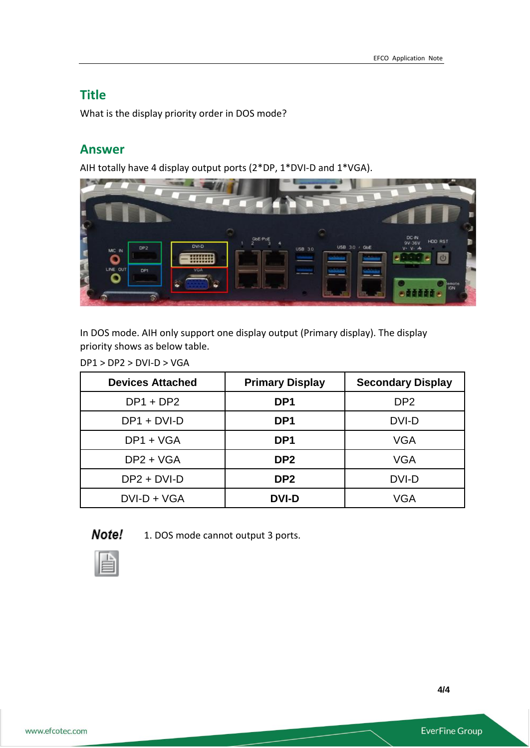## Title

What is the display priority order in DOS mode?

## Answer

AIH totally have 4 display output ports (2*DP, 1*DVI-D and 1*VGA).

In DOS mode. AIH only support one display output (Primary display). The display priority shows as below table.

DP1 > DP2 > DVI-D > VGA

| Devices Attached | Primary Display | Secondary Display |
|---|---|---|
| DP1 + DP2 | **DP1** | DP2 |
| DP1 + DVI-D | **DP1** | DVI-D |
| DP1 + VGA | **DP1** | VGA |
| DP2 + VGA | **DP2** | VGA |
| DP2 + DVI-D | **DP2** | DVI-D |
| DVI-D + VGA | **DVI-D** | VGA |

***Note!***

1. DOS mode cannot output 3 ports.